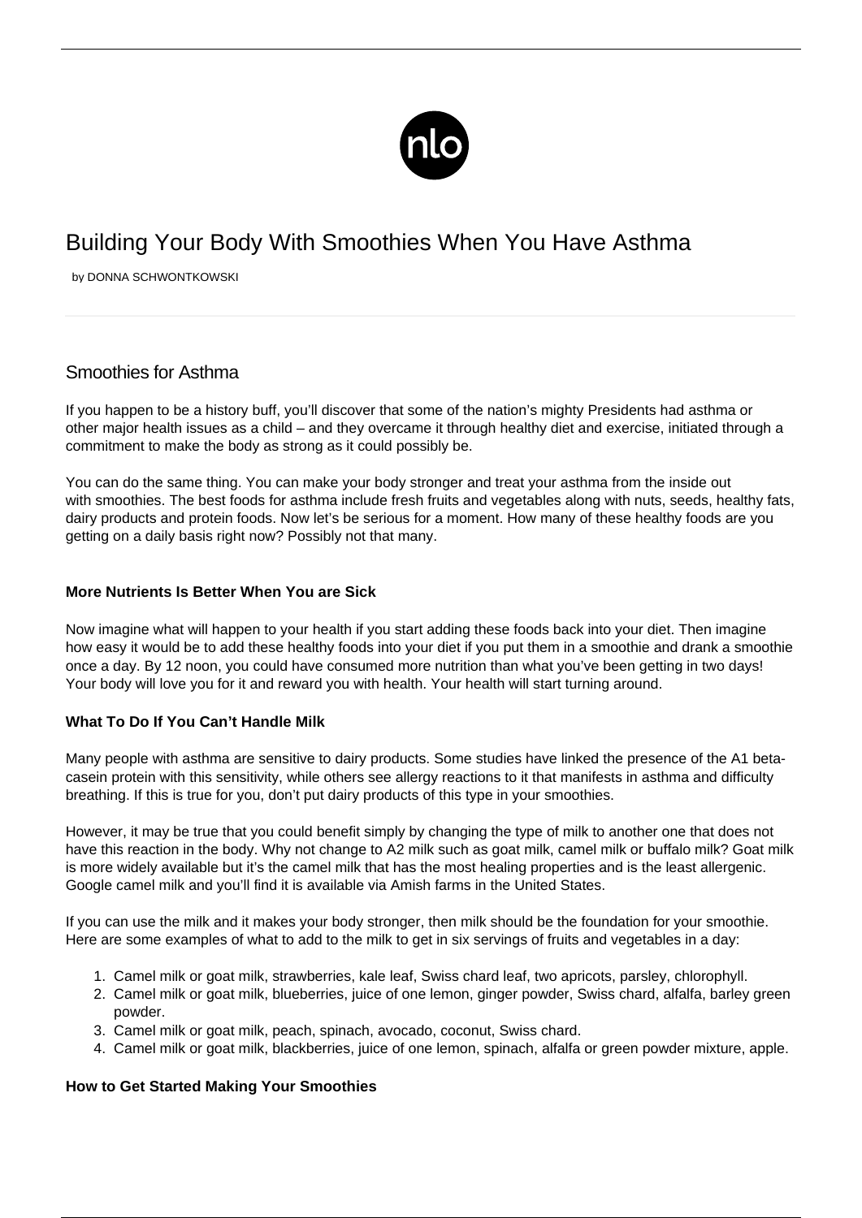# Building Your Body With Smoothies When You Have Asthma

by DONNA SCHWONTKOWSKI

## Smoothies for Asthma

If you happen to be a history buff, you'll discover that some of the nation's mighty Presidents had asthma or other major health issues as a child – and they overcame it through healthy diet and exercise, initiated through a commitment to make the body as strong as it could possibly be.

You can do the same thing. You can make your body stronger and treat your asthma from the inside out with smoothies. The best foods for asthma include fresh fruits and vegetables along with nuts, seeds, healthy fats, dairy products and protein foods. Now let's be serious for a moment. How many of these healthy foods are you getting on a daily basis right now? Possibly not that many.

**More Nutrients Is Better When You are Sick**

Now imagine what will happen to your health if you start adding these foods back into your diet. Then imagine how easy it would be to add these healthy foods into your diet if you put them in a smoothie and drank a smoothie once a day. By 12 noon, you could have consumed more nutrition than what you've been getting in two days! Your body will love you for it and reward you with health. Your health will start turning around.

**What To Do If You Can't Handle Milk**

Many people with asthma are sensitive to dairy products. Some studies have linked the presence of the A1 beta-casein protein with this sensitivity, while others see allergy reactions to it that manifests in asthma and difficulty breathing. If this is true for you, don't put dairy products of this type in your smoothies.

However, it may be true that you could benefit simply by changing the type of milk to another one that does not have this reaction in the body. Why not change to A2 milk such as goat milk, camel milk or buffalo milk? Goat milk is more widely available but it's the camel milk that has the most healing properties and is the least allergenic. Google camel milk and you'll find it is available via Amish farms in the United States.

If you can use the milk and it makes your body stronger, then milk should be the foundation for your smoothie. Here are some examples of what to add to the milk to get in six servings of fruits and vegetables in a day:

1. Camel milk or goat milk, strawberries, kale leaf, Swiss chard leaf, two apricots, parsley, chlorophyll.
2. Camel milk or goat milk, blueberries, juice of one lemon, ginger powder, Swiss chard, alfalfa, barley green powder.
3. Camel milk or goat milk, peach, spinach, avocado, coconut, Swiss chard.
4. Camel milk or goat milk, blackberries, juice of one lemon, spinach, alfalfa or green powder mixture, apple.

**How to Get Started Making Your Smoothies**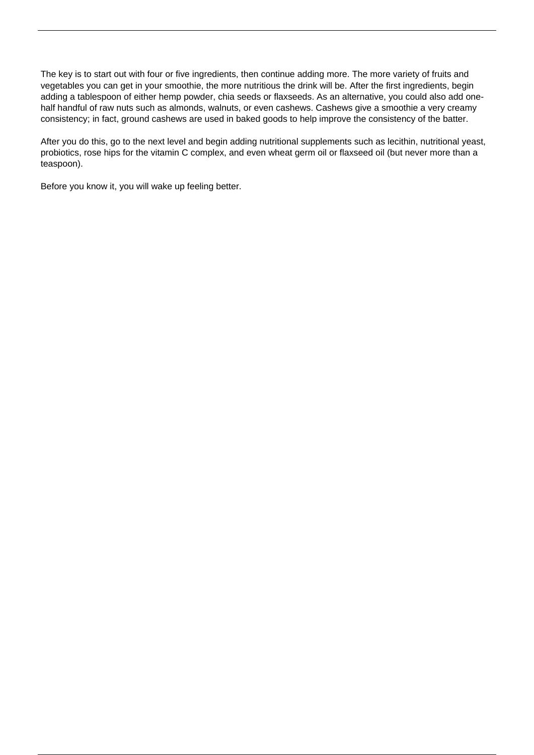The key is to start out with four or five ingredients, then continue adding more. The more variety of fruits and vegetables you can get in your smoothie, the more nutritious the drink will be. After the first ingredients, begin adding a tablespoon of either hemp powder, chia seeds or flaxseeds. As an alternative, you could also add one-half handful of raw nuts such as almonds, walnuts, or even cashews. Cashews give a smoothie a very creamy consistency; in fact, ground cashews are used in baked goods to help improve the consistency of the batter.

After you do this, go to the next level and begin adding nutritional supplements such as lecithin, nutritional yeast, probiotics, rose hips for the vitamin C complex, and even wheat germ oil or flaxseed oil (but never more than a teaspoon).

Before you know it, you will wake up feeling better.